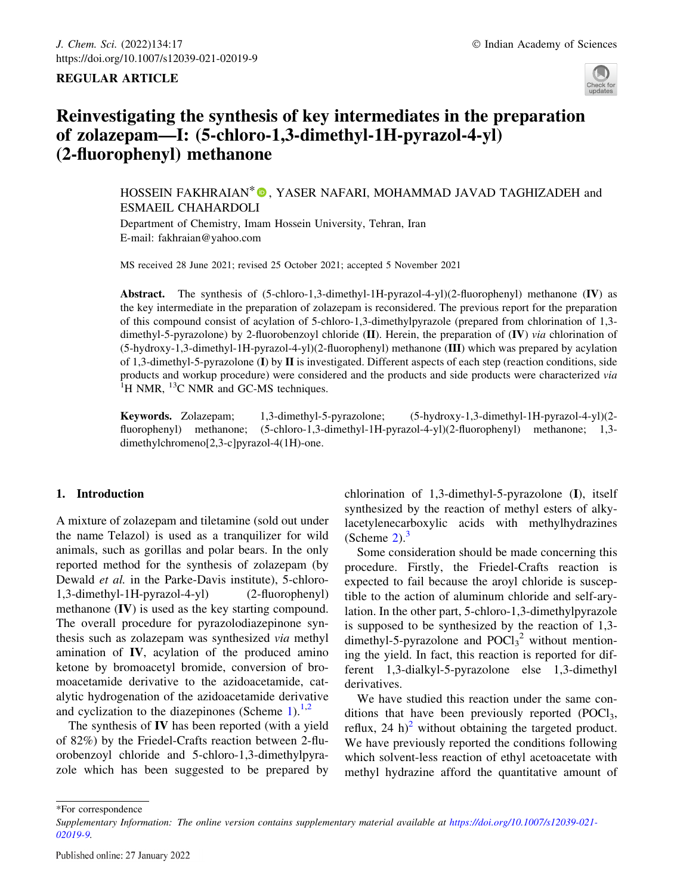REGULAR ARTICLE

# Reinvestigating the synthesis of key intermediates in the preparation of zolazepam—I: (5-chloro-1,3-dimethyl-1H-pyrazol-4-yl) (2-fluorophenyl) methanone

HOSSEIN FAKHRAIAN*, YASER NAFARI, MOHAMMAD JAVAD TAGHIZADEH and ESMAEIL CHAHARDOLI

Department of Chemistry, Imam Hossein University, Tehran, Iran
E-mail: fakhraian@yahoo.com

MS received 28 June 2021; revised 25 October 2021; accepted 5 November 2021

**Abstract.** The synthesis of (5-chloro-1,3-dimethyl-1H-pyrazol-4-yl)(2-fluorophenyl) methanone (**IV**) as the key intermediate in the preparation of zolazepam is reconsidered. The previous report for the preparation of this compound consist of acylation of 5-chloro-1,3-dimethylpyrazole (prepared from chlorination of 1,3-dimethyl-5-pyrazolone) by 2-fluorobenzoyl chloride (**II**). Herein, the preparation of (**IV**) *via* chlorination of (5-hydroxy-1,3-dimethyl-1H-pyrazol-4-yl)(2-fluorophenyl) methanone (**III**) which was prepared by acylation of 1,3-dimethyl-5-pyrazolone (**I**) by **II** is investigated. Different aspects of each step (reaction conditions, side products and workup procedure) were considered and the products and side products were characterized *via* $^{1}$H NMR, $^{13}$C NMR and GC-MS techniques.

**Keywords.** Zolazepam; 1,3-dimethyl-5-pyrazolone; (5-hydroxy-1,3-dimethyl-1H-pyrazol-4-yl)(2-fluorophenyl) methanone; (5-chloro-1,3-dimethyl-1H-pyrazol-4-yl)(2-fluorophenyl) methanone; 1,3-dimethylchromeno[2,3-c]pyrazol-4(1H)-one.

## 1. Introduction

A mixture of zolazepam and tiletamine (sold out under the name Telazol) is used as a tranquilizer for wild animals, such as gorillas and polar bears. In the only reported method for the synthesis of zolazepam (by Dewald *et al.* in the Parke-Davis institute), 5-chloro-1,3-dimethyl-1H-pyrazol-4-yl) (2-fluorophenyl) methanone (**IV**) is used as the key starting compound. The overall procedure for pyrazolodiazepinone synthesis such as zolazepam was synthesized *via* methyl amination of **IV**, acylation of the produced amino ketone by bromoacetyl bromide, conversion of bromoacetamide derivative to the azidoacetamide, catalytic hydrogenation of the azidoacetamide derivative and cyclization to the diazepinones (Scheme 1).[1,2]

The synthesis of **IV** has been reported (with a yield of 82%) by the Friedel-Crafts reaction between 2-fluorobenzoyl chloride and 5-chloro-1,3-dimethylpyrazole which has been suggested to be prepared by chlorination of 1,3-dimethyl-5-pyrazolone (**I**), itself synthesized by the reaction of methyl esters of alkylacetylenecarboxylic acids with methylhydrazines (Scheme 2).[3]

Some consideration should be made concerning this procedure. Firstly, the Friedel-Crafts reaction is expected to fail because the aroyl chloride is susceptible to the action of aluminum chloride and self-arylation. In the other part, 5-chloro-1,3-dimethylpyrazole is supposed to be synthesized by the reaction of 1,3-dimethyl-5-pyrazolone and $POCl_3$[2] without mentioning the yield. In fact, this reaction is reported for different 1,3-dialkyl-5-pyrazolone else 1,3-dimethyl derivatives.

We have studied this reaction under the same conditions that have been previously reported ($POCl_3$, reflux, 24 h)[2] without obtaining the targeted product. We have previously reported the conditions following which solvent-less reaction of ethyl acetoacetate with methyl hydrazine afford the quantitative amount of

*For correspondence

*Supplementary Information: The online version contains supplementary material available at https://doi.org/10.1007/s12039-021-02019-9.*

Published online: 27 January 2022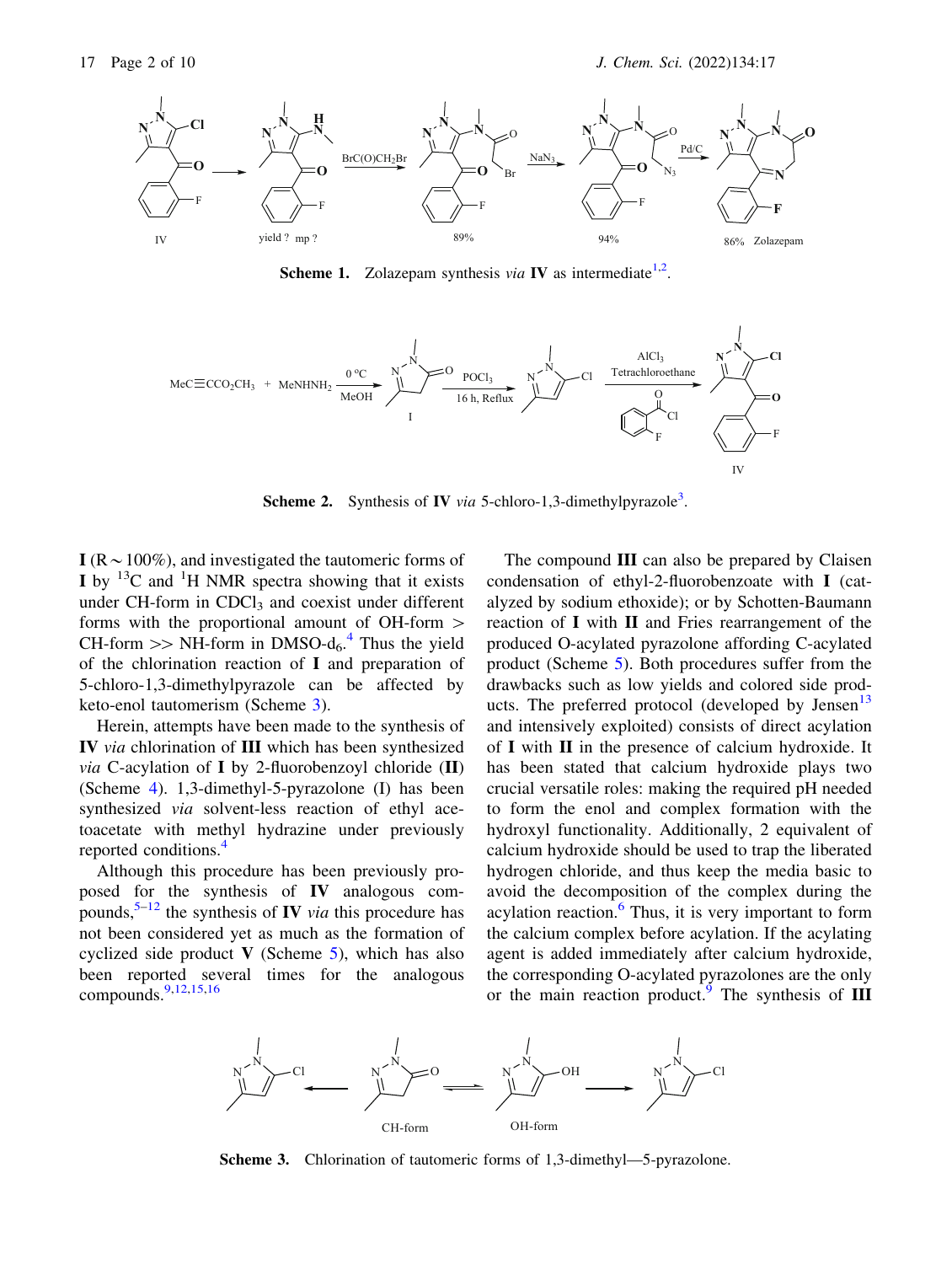Scheme 1. Zolazepam synthesis *via* **IV** as intermediate[1,2].

Scheme 2. Synthesis of **IV** *via* 5-chloro-1,3-dimethylpyrazole[3].

**I** (R ~ 100%), and investigated the tautomeric forms of **I** by $^{13}C$ and $^{1}H$ NMR spectra showing that it exists under CH-form in $CDCl_3$ and coexist under different forms with the proportional amount of OH-form > CH-form >> NH-form in DMSO-$d_6$.[4] Thus the yield of the chlorination reaction of **I** and preparation of 5-chloro-1,3-dimethylpyrazole can be affected by keto-enol tautomerism (Scheme 3).

Herein, attempts have been made to the synthesis of **IV** *via* chlorination of **III** which has been synthesized *via* C-acylation of **I** by 2-fluorobenzoyl chloride (**II**) (Scheme 4). 1,3-dimethyl-5-pyrazolone (I) has been synthesized *via* solvent-less reaction of ethyl acetoacetate with methyl hydrazine under previously reported conditions.[4]

Although this procedure has been previously proposed for the synthesis of **IV** analogous compounds,[5–12] the synthesis of **IV** *via* this procedure has not been considered yet as much as the formation of cyclized side product **V** (Scheme 5), which has also been reported several times for the analogous compounds.[9,12,15,16]

The compound **III** can also be prepared by Claisen condensation of ethyl-2-fluorobenzoate with **I** (catalyzed by sodium ethoxide); or by Schotten-Baumann reaction of **I** with **II** and Fries rearrangement of the produced O-acylated pyrazolone affording C-acylated product (Scheme 5). Both procedures suffer from the drawbacks such as low yields and colored side products. The preferred protocol (developed by Jensen[13] and intensively exploited) consists of direct acylation of **I** with **II** in the presence of calcium hydroxide. It has been stated that calcium hydroxide plays two crucial versatile roles: making the required pH needed to form the enol and complex formation with the hydroxyl functionality. Additionally, 2 equivalent of calcium hydroxide should be used to trap the liberated hydrogen chloride, and thus keep the media basic to avoid the decomposition of the complex during the acylation reaction.[6] Thus, it is very important to form the calcium complex before acylation. If the acylating agent is added immediately after calcium hydroxide, the corresponding O-acylated pyrazolones are the only or the main reaction product.[9] The synthesis of **III**

Scheme 3. Chlorination of tautomeric forms of 1,3-dimethyl—5-pyrazolone.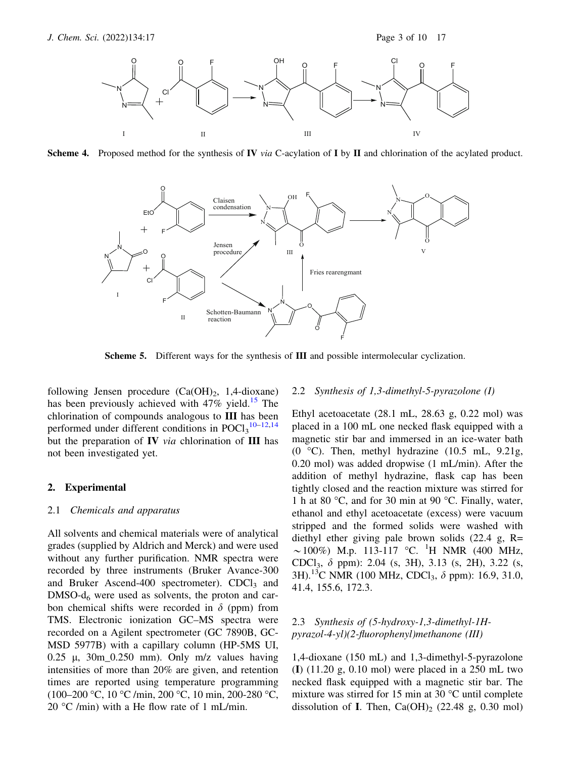**Scheme 4.** Proposed method for the synthesis of **IV** *via* C-acylation of **I** by **II** and chlorination of the acylated product.

**Scheme 5.** Different ways for the synthesis of **III** and possible intermolecular cyclization.

following Jensen procedure ($Ca(OH)_2$, 1,4-dioxane) has been previously achieved with 47% yield.[15] The chlorination of compounds analogous to **III** has been performed under different conditions in $POCl_3$[10–12,14] but the preparation of **IV** *via* chlorination of **III** has not been investigated yet.

## 2. Experimental

### 2.1 *Chemicals and apparatus*

All solvents and chemical materials were of analytical grades (supplied by Aldrich and Merck) and were used without any further purification. NMR spectra were recorded by three instruments (Bruker Avance-300 and Bruker Ascend-400 spectrometer). $CDCl_3$ and DMSO-$d_6$ were used as solvents, the proton and carbon chemical shifts were recorded in $\delta$ (ppm) from TMS. Electronic ionization GC–MS spectra were recorded on a Agilent spectrometer (GC 7890B, GC-MSD 5977B) with a capillary column (HP-5MS UI, 0.25 μ, 30m_0.250 mm). Only m/z values having intensities of more than 20% are given, and retention times are reported using temperature programming (100–200 °C, 10 °C /min, 200 °C, 10 min, 200-280 °C, 20 °C /min) with a He flow rate of 1 mL/min.

### 2.2 *Synthesis of 1,3-dimethyl-5-pyrazolone (I)*

Ethyl acetoacetate (28.1 mL, 28.63 g, 0.22 mol) was placed in a 100 mL one necked flask equipped with a magnetic stir bar and immersed in an ice-water bath (0 °C). Then, methyl hydrazine (10.5 mL, 9.21g, 0.20 mol) was added dropwise (1 mL/min). After the addition of methyl hydrazine, flask cap has been tightly closed and the reaction mixture was stirred for 1 h at 80 °C, and for 30 min at 90 °C. Finally, water, ethanol and ethyl acetoacetate (excess) were vacuum stripped and the formed solids were washed with diethyl ether giving pale brown solids (22.4 g, R= $\sim$100%) M.p. 113-117 °C. $^1$H NMR (400 MHz, $CDCl_3$, $\delta$ ppm): 2.04 (s, 3H), 3.13 (s, 2H), 3.22 (s, 3H). $^{13}$C NMR (100 MHz, $CDCl_3$, $\delta$ ppm): 16.9, 31.0, 41.4, 155.6, 172.3.

### 2.3 *Synthesis of (5-hydroxy-1,3-dimethyl-1H-pyrazol-4-yl)(2-fluorophenyl)methanone (III)*

1,4-dioxane (150 mL) and 1,3-dimethyl-5-pyrazolone (**I**) (11.20 g, 0.10 mol) were placed in a 250 mL two necked flask equipped with a magnetic stir bar. The mixture was stirred for 15 min at 30 °C until complete dissolution of **I**. Then, $Ca(OH)_2$ (22.48 g, 0.30 mol)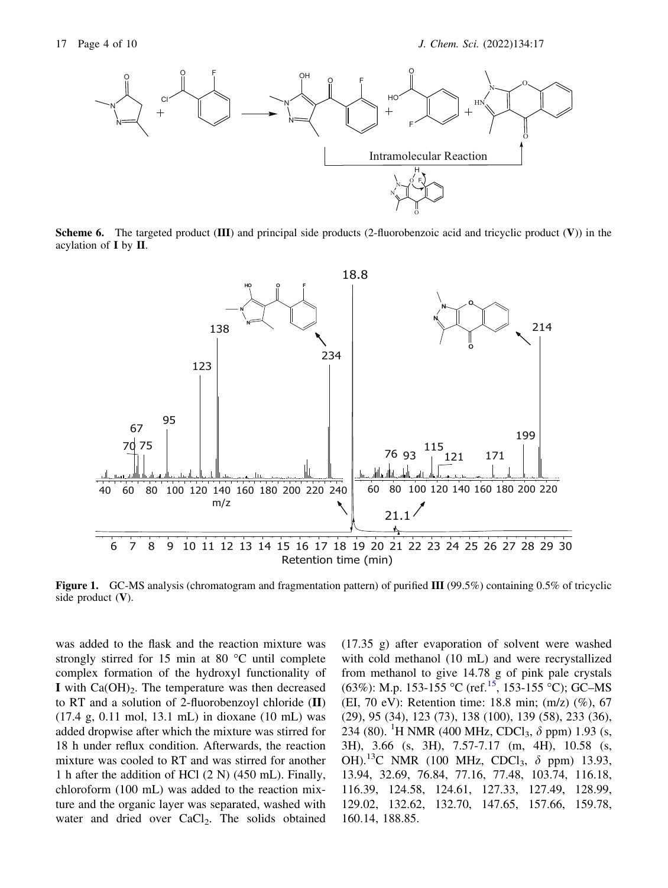**Scheme 6.** The targeted product (**III**) and principal side products (2-fluorobenzoic acid and tricyclic product (**V**)) in the acylation of **I** by **II**.

**Figure 1.** GC-MS analysis (chromatogram and fragmentation pattern) of purified **III** (99.5%) containing 0.5% of tricyclic side product (**V**).

was added to the flask and the reaction mixture was strongly stirred for 15 min at 80 °C until complete complex formation of the hydroxyl functionality of **I** with $Ca(OH)_2$. The temperature was then decreased to RT and a solution of 2-fluorobenzoyl chloride (**II**) (17.4 g, 0.11 mol, 13.1 mL) in dioxane (10 mL) was added dropwise after which the mixture was stirred for 18 h under reflux condition. Afterwards, the reaction mixture was cooled to RT and was stirred for another 1 h after the addition of HCl (2 N) (450 mL). Finally, chloroform (100 mL) was added to the reaction mixture and the organic layer was separated, washed with water and dried over $CaCl_2$. The solids obtained (17.35 g) after evaporation of solvent were washed with cold methanol (10 mL) and were recrystallized from methanol to give 14.78 g of pink pale crystals (63%): M.p. 153-155 °C (ref.[15], 153-155 °C); GC–MS (EI, 70 eV): Retention time: 18.8 min; (m/z) (%), 67 (29), 95 (34), 123 (73), 138 (100), 139 (58), 233 (36), 234 (80). $^{1}$H NMR (400 MHz, $CDCl_3$, $\delta$ ppm) 1.93 (s, 3H), 3.66 (s, 3H), 7.57-7.17 (m, 4H), 10.58 (s, OH).$^{13}$C NMR (100 MHz, $CDCl_3$, $\delta$ ppm) 13.93, 13.94, 32.69, 76.84, 77.16, 77.48, 103.74, 116.18, 116.39, 124.58, 124.61, 127.33, 127.49, 128.99, 129.02, 132.62, 132.70, 147.65, 157.66, 159.78, 160.14, 188.85.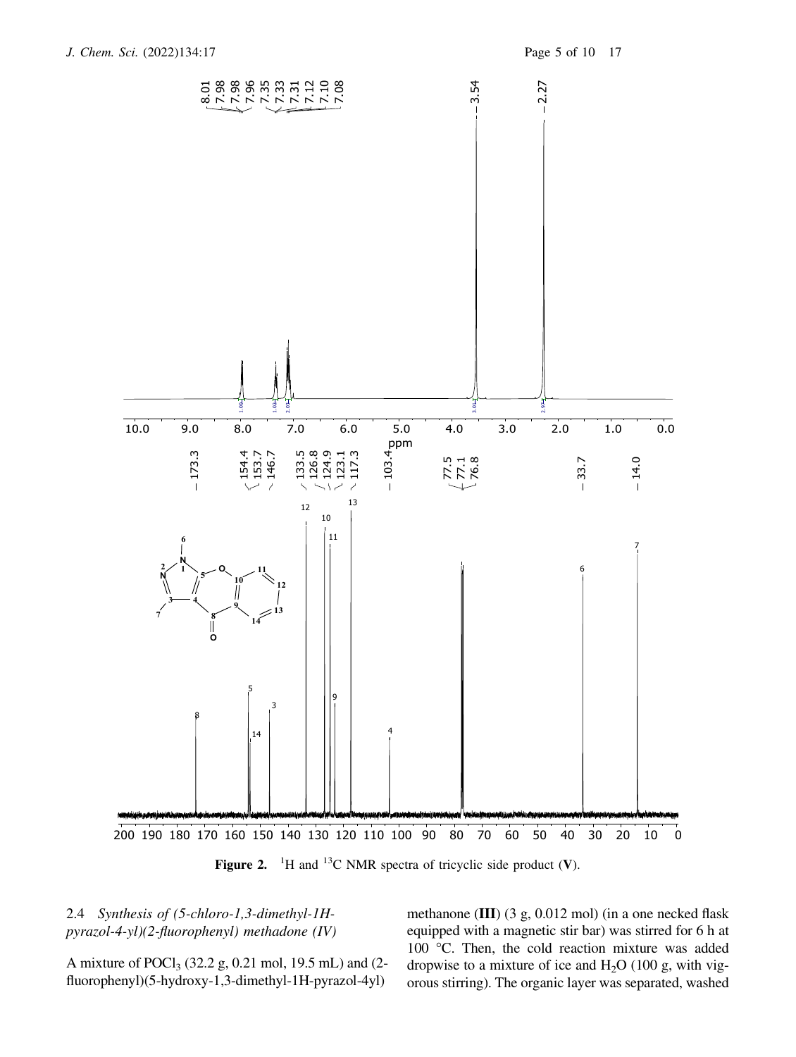**Figure 2.** $^1H$ and $^{13}C$ NMR spectra of tricyclic side product (**V**).

### 2.4 *Synthesis of (5-chloro-1,3-dimethyl-1H-pyrazol-4-yl)(2-fluorophenyl) methadone (IV)*

A mixture of $POCl_3$ (32.2 g, 0.21 mol, 19.5 mL) and (2-fluorophenyl)(5-hydroxy-1,3-dimethyl-1H-pyrazol-4yl) methanone (**III**) (3 g, 0.012 mol) (in a one necked flask equipped with a magnetic stir bar) was stirred for 6 h at 100 °C. Then, the cold reaction mixture was added dropwise to a mixture of ice and $H_2O$ (100 g, with vigorous stirring). The organic layer was separated, washed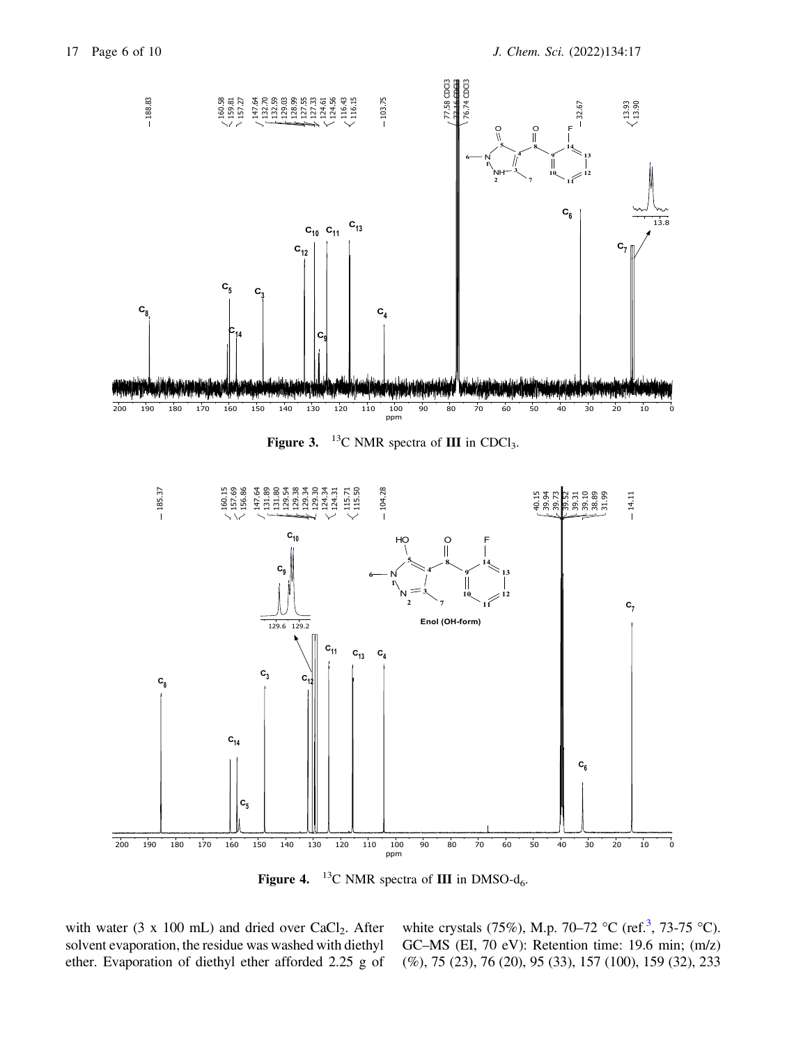**Figure 3.** $^{13}C$ NMR spectra of **III** in $CDCl_3$.

**Figure 4.** $^{13}C$ NMR spectra of **III** in DMSO-$d_6$.

with water (3 x 100 mL) and dried over $CaCl_2$. After solvent evaporation, the residue was washed with diethyl ether. Evaporation of diethyl ether afforded 2.25 g of white crystals (75%), M.p. 70–72 °C (ref.[3], 73-75 °C). GC–MS (EI, 70 eV): Retention time: 19.6 min; (m/z) (%), 75 (23), 76 (20), 95 (33), 157 (100), 159 (32), 233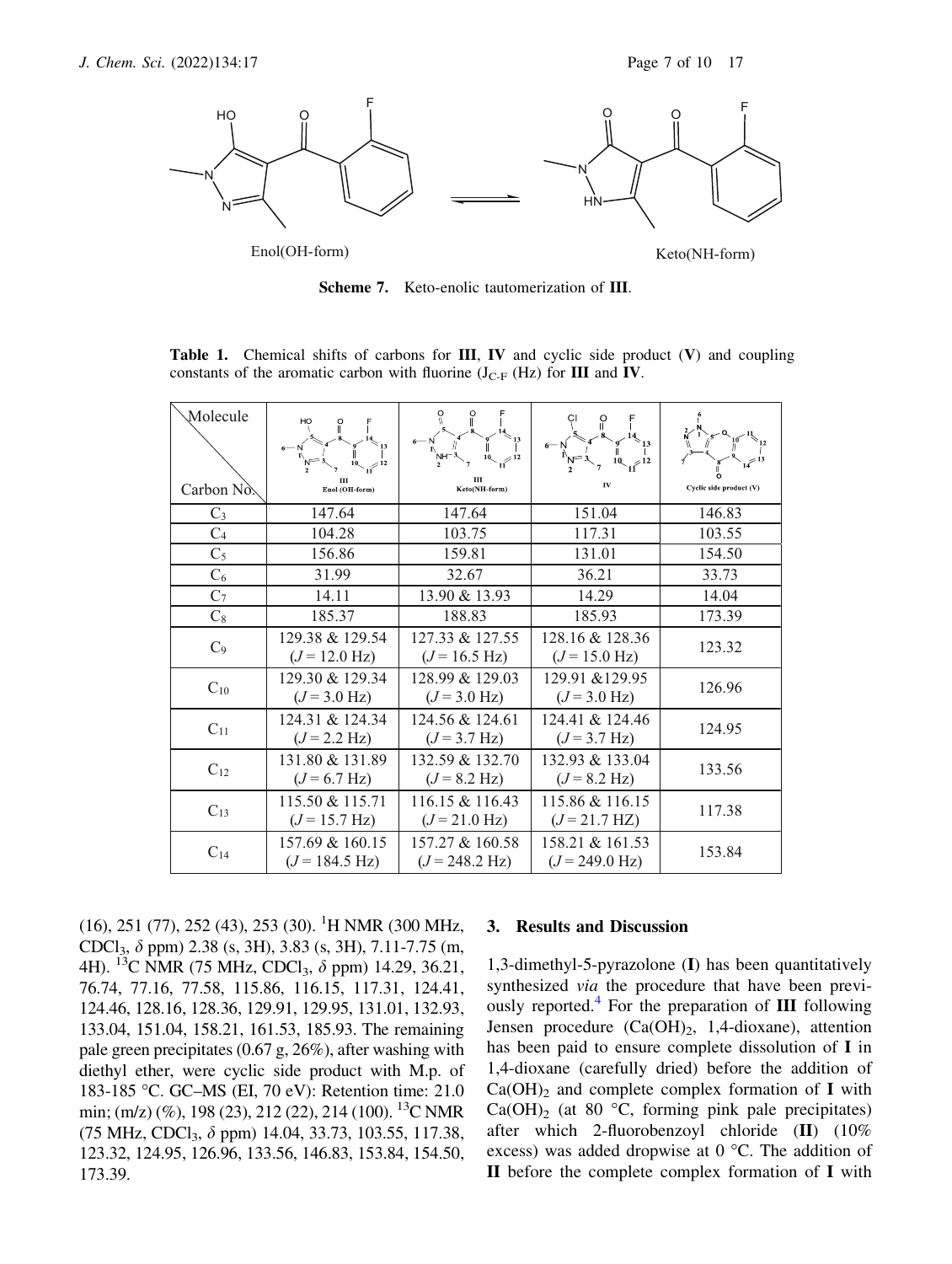**Scheme 7.** Keto-enolic tautomerization of **III**.

**Table 1.** Chemical shifts of carbons for **III**, **IV** and cyclic side product (**V**) and coupling constants of the aromatic carbon with fluorine ($J_{C\text{-}F}$ (Hz) for **III** and **IV**.

| Molecule / Carbon No. | III Enol (OH-form) | III Keto(NH-form) | IV | Cyclic side product (V) |
|---|---|---|---|---|
| $C_3$ | 147.64 | 147.64 | 151.04 | 146.83 |
| $C_4$ | 104.28 | 103.75 | 117.31 | 103.55 |
| $C_5$ | 156.86 | 159.81 | 131.01 | 154.50 |
| $C_6$ | 31.99 | 32.67 | 36.21 | 33.73 |
| $C_7$ | 14.11 | 13.90 & 13.93 | 14.29 | 14.04 |
| $C_8$ | 185.37 | 188.83 | 185.93 | 173.39 |
| $C_9$ | 129.38 & 129.54 ($J$ = 12.0 Hz) | 127.33 & 127.55 ($J$ = 16.5 Hz) | 128.16 & 128.36 ($J$ = 15.0 Hz) | 123.32 |
| $C_{10}$ | 129.30 & 129.34 ($J$ = 3.0 Hz) | 128.99 & 129.03 ($J$ = 3.0 Hz) | 129.91 &129.95 ($J$ = 3.0 Hz) | 126.96 |
| $C_{11}$ | 124.31 & 124.34 ($J$ = 2.2 Hz) | 124.56 & 124.61 ($J$ = 3.7 Hz) | 124.41 & 124.46 ($J$ = 3.7 Hz) | 124.95 |
| $C_{12}$ | 131.80 & 131.89 ($J$ = 6.7 Hz) | 132.59 & 132.70 ($J$ = 8.2 Hz) | 132.93 & 133.04 ($J$ = 8.2 Hz) | 133.56 |
| $C_{13}$ | 115.50 & 115.71 ($J$ = 15.7 Hz) | 116.15 & 116.43 ($J$ = 21.0 Hz) | 115.86 & 116.15 ($J$ = 21.7 HZ) | 117.38 |
| $C_{14}$ | 157.69 & 160.15 ($J$ = 184.5 Hz) | 157.27 & 160.58 ($J$ = 248.2 Hz) | 158.21 & 161.53 ($J$ = 249.0 Hz) | 153.84 |

(16), 251 (77), 252 (43), 253 (30). $^1$H NMR (300 MHz, $CDCl_3$, $\delta$ ppm) 2.38 (s, 3H), 3.83 (s, 3H), 7.11-7.75 (m, 4H). $^{13}$C NMR (75 MHz, $CDCl_3$, $\delta$ ppm) 14.29, 36.21, 76.74, 77.16, 77.58, 115.86, 116.15, 117.31, 124.41, 124.46, 128.16, 128.36, 129.91, 129.95, 131.01, 132.93, 133.04, 151.04, 158.21, 161.53, 185.93. The remaining pale green precipitates (0.67 g, 26%), after washing with diethyl ether, were cyclic side product with M.p. of 183-185 °C. GC–MS (EI, 70 eV): Retention time: 21.0 min; (m/z) (%), 198 (23), 212 (22), 214 (100). $^{13}$C NMR (75 MHz, $CDCl_3$, $\delta$ ppm) 14.04, 33.73, 103.55, 117.38, 123.32, 124.95, 126.96, 133.56, 146.83, 153.84, 154.50, 173.39.

## 3. Results and Discussion

1,3-dimethyl-5-pyrazolone (**I**) has been quantitatively synthesized *via* the procedure that have been previously reported.[4] For the preparation of **III** following Jensen procedure ($Ca(OH)_2$, 1,4-dioxane), attention has been paid to ensure complete dissolution of **I** in 1,4-dioxane (carefully dried) before the addition of $Ca(OH)_2$ and complete complex formation of **I** with $Ca(OH)_2$ (at 80 °C, forming pink pale precipitates) after which 2-fluorobenzoyl chloride (**II**) (10% excess) was added dropwise at 0 °C. The addition of **II** before the complete complex formation of **I** with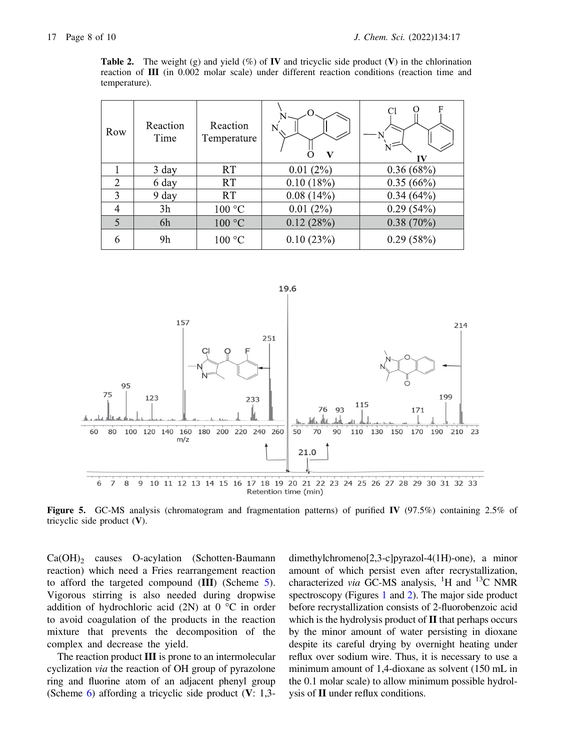**Table 2.** The weight (g) and yield (%) of **IV** and tricyclic side product (**V**) in the chlorination reaction of **III** (in 0.002 molar scale) under different reaction conditions (reaction time and temperature).

| Row | Reaction Time | Reaction Temperature | V | IV |
|---|---|---|---|---|
| 1 | 3 day | RT | 0.01 (2%) | 0.36 (68%) |
| 2 | 6 day | RT | 0.10 (18%) | 0.35 (66%) |
| 3 | 9 day | RT | 0.08 (14%) | 0.34 (64%) |
| 4 | 3h | 100 °C | 0.01 (2%) | 0.29 (54%) |
| 5 | 6h | 100 °C | 0.12 (28%) | 0.38 (70%) |
| 6 | 9h | 100 °C | 0.10 (23%) | 0.29 (58%) |

**Figure 5.** GC-MS analysis (chromatogram and fragmentation patterns) of purified **IV** (97.5%) containing 2.5% of tricyclic side product (**V**).

$Ca(OH)_2$ causes O-acylation (Schotten-Baumann reaction) which need a Fries rearrangement reaction to afford the targeted compound (**III**) (Scheme 5). Vigorous stirring is also needed during dropwise addition of hydrochloric acid (2N) at 0 °C in order to avoid coagulation of the products in the reaction mixture that prevents the decomposition of the complex and decrease the yield.

The reaction product **III** is prone to an intermolecular cyclization *via* the reaction of OH group of pyrazolone ring and fluorine atom of an adjacent phenyl group (Scheme 6) affording a tricyclic side product (**V**: 1,3-dimethylchromeno[2,3-c]pyrazol-4(1H)-one), a minor amount of which persist even after recrystallization, characterized *via* GC-MS analysis, $^{1}H$ and $^{13}C$ NMR spectroscopy (Figures 1 and 2). The major side product before recrystallization consists of 2-fluorobenzoic acid which is the hydrolysis product of **II** that perhaps occurs by the minor amount of water persisting in dioxane despite its careful drying by overnight heating under reflux over sodium wire. Thus, it is necessary to use a minimum amount of 1,4-dioxane as solvent (150 mL in the 0.1 molar scale) to allow minimum possible hydrolysis of **II** under reflux conditions.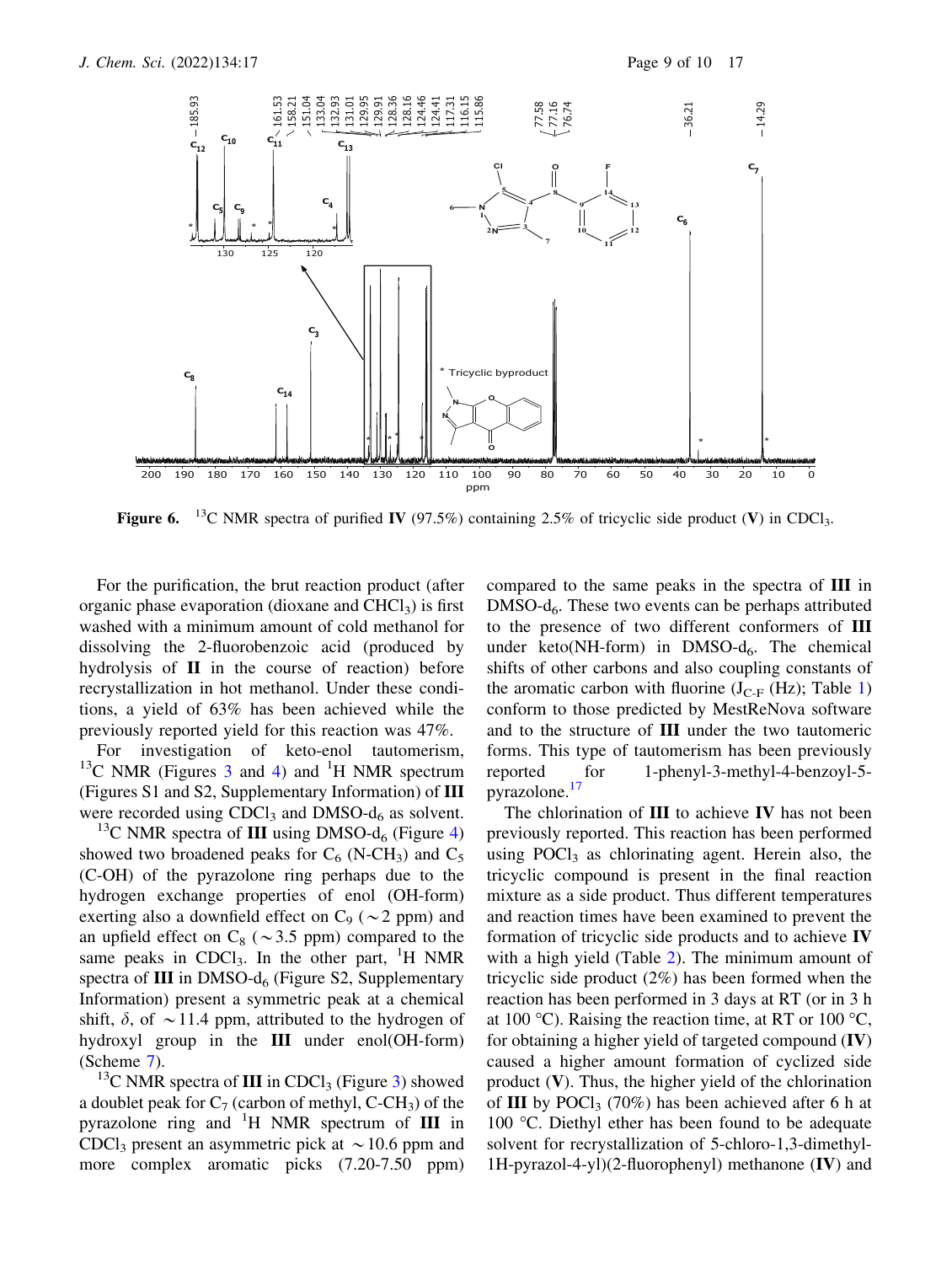**Figure 6.** $^{13}C$ NMR spectra of purified **IV** (97.5%) containing 2.5% of tricyclic side product (**V**) in $CDCl_3$.

For the purification, the brut reaction product (after organic phase evaporation (dioxane and $CHCl_3$) is first washed with a minimum amount of cold methanol for dissolving the 2-fluorobenzoic acid (produced by hydrolysis of **II** in the course of reaction) before recrystallization in hot methanol. Under these conditions, a yield of 63% has been achieved while the previously reported yield for this reaction was 47%.

For investigation of keto-enol tautomerism, $^{13}C$ NMR (Figures 3 and 4) and $^{1}H$ NMR spectrum (Figures S1 and S2, Supplementary Information) of **III** were recorded using $CDCl_3$ and DMSO-$d_6$ as solvent. $^{13}C$ NMR spectra of **III** using DMSO-$d_6$ (Figure 4) showed two broadened peaks for $C_6$ (N-$CH_3$) and $C_5$ (C-OH) of the pyrazolone ring perhaps due to the hydrogen exchange properties of enol (OH-form) exerting also a downfield effect on $C_9$ ($\sim$2 ppm) and an upfield effect on $C_8$ ($\sim$3.5 ppm) compared to the same peaks in $CDCl_3$. In the other part, $^{1}H$ NMR spectra of **III** in DMSO-$d_6$ (Figure S2, Supplementary Information) present a symmetric peak at a chemical shift, $\delta$, of $\sim$11.4 ppm, attributed to the hydrogen of hydroxyl group in the **III** under enol(OH-form) (Scheme 7).

$^{13}C$ NMR spectra of **III** in $CDCl_3$ (Figure 3) showed a doublet peak for $C_7$ (carbon of methyl, C-$CH_3$) of the pyrazolone ring and $^{1}H$ NMR spectrum of **III** in $CDCl_3$ present an asymmetric pick at $\sim$10.6 ppm and more complex aromatic picks (7.20-7.50 ppm) compared to the same peaks in the spectra of **III** in DMSO-$d_6$. These two events can be perhaps attributed to the presence of two different conformers of **III** under keto(NH-form) in DMSO-$d_6$. The chemical shifts of other carbons and also coupling constants of the aromatic carbon with fluorine ($J_{C-F}$ (Hz); Table 1) conform to those predicted by MestReNova software and to the structure of **III** under the two tautomeric forms. This type of tautomerism has been previously reported for 1-phenyl-3-methyl-4-benzoyl-5-pyrazolone.[17]

The chlorination of **III** to achieve **IV** has not been previously reported. This reaction has been performed using $POCl_3$ as chlorinating agent. Herein also, the tricyclic compound is present in the final reaction mixture as a side product. Thus different temperatures and reaction times have been examined to prevent the formation of tricyclic side products and to achieve **IV** with a high yield (Table 2). The minimum amount of tricyclic side product (2%) has been formed when the reaction has been performed in 3 days at RT (or in 3 h at 100 °C). Raising the reaction time, at RT or 100 °C, for obtaining a higher yield of targeted compound (**IV**) caused a higher amount formation of cyclized side product (**V**). Thus, the higher yield of the chlorination of **III** by $POCl_3$ (70%) has been achieved after 6 h at 100 °C. Diethyl ether has been found to be adequate solvent for recrystallization of 5-chloro-1,3-dimethyl-1H-pyrazol-4-yl)(2-fluorophenyl) methanone (**IV**) and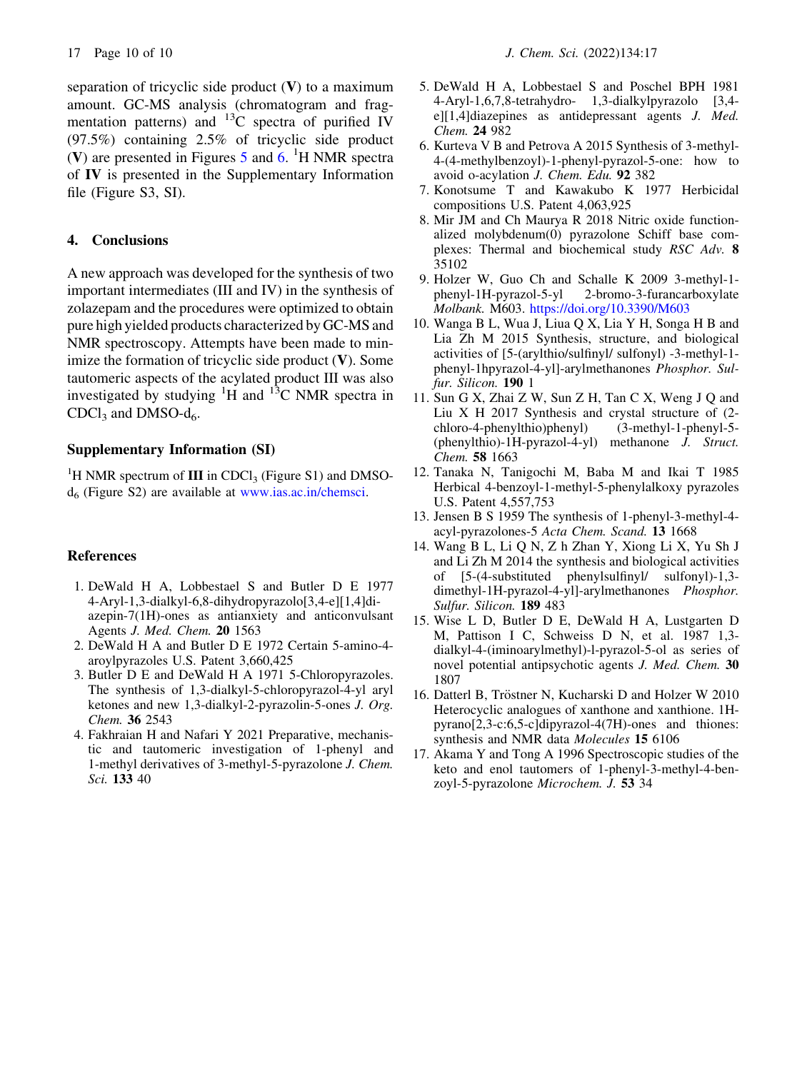separation of tricyclic side product (**V**) to a maximum amount. GC-MS analysis (chromatogram and fragmentation patterns) and $^{13}$C spectra of purified IV (97.5%) containing 2.5% of tricyclic side product (**V**) are presented in Figures 5 and 6. $^{1}$H NMR spectra of **IV** is presented in the Supplementary Information file (Figure S3, SI).

## 4. Conclusions

A new approach was developed for the synthesis of two important intermediates (III and IV) in the synthesis of zolazepam and the procedures were optimized to obtain pure high yielded products characterized by GC-MS and NMR spectroscopy. Attempts have been made to minimize the formation of tricyclic side product (**V**). Some tautomeric aspects of the acylated product III was also investigated by studying $^{1}$H and $^{13}$C NMR spectra in $CDCl_3$ and DMSO-$d_6$.

## Supplementary Information (SI)

$^{1}$H NMR spectrum of **III** in $CDCl_3$ (Figure S1) and DMSO-$d_6$ (Figure S2) are available at www.ias.ac.in/chemsci.

## References

1. DeWald H A, Lobbestael S and Butler D E 1977 4-Aryl-1,3-dialkyl-6,8-dihydropyrazolo[3,4-e][1,4]diazepin-7(1H)-ones as antianxiety and anticonvulsant Agents *J. Med. Chem.* **20** 1563
2. DeWald H A and Butler D E 1972 Certain 5-amino-4-aroylpyrazoles U.S. Patent 3,660,425
3. Butler D E and DeWald H A 1971 5-Chloropyrazoles. The synthesis of 1,3-dialkyl-5-chloropyrazol-4-yl aryl ketones and new 1,3-dialkyl-2-pyrazolin-5-ones *J. Org. Chem.* **36** 2543
4. Fakhraian H and Nafari Y 2021 Preparative, mechanistic and tautomeric investigation of 1-phenyl and 1-methyl derivatives of 3-methyl-5-pyrazolone *J. Chem. Sci.* **133** 40
5. DeWald H A, Lobbestael S and Poschel BPH 1981 4-Aryl-1,6,7,8-tetrahydro- 1,3-dialkylpyrazolo [3,4-e][1,4]diazepines as antidepressant agents *J. Med. Chem.* **24** 982
6. Kurteva V B and Petrova A 2015 Synthesis of 3-methyl-4-(4-methylbenzoyl)-1-phenyl-pyrazol-5-one: how to avoid o-acylation *J. Chem. Edu.* **92** 382
7. Konotsume T and Kawakubo K 1977 Herbicidal compositions U.S. Patent 4,063,925
8. Mir JM and Ch Maurya R 2018 Nitric oxide functionalized molybdenum(0) pyrazolone Schiff base complexes: Thermal and biochemical study *RSC Adv.* **8** 35102
9. Holzer W, Guo Ch and Schalle K 2009 3-methyl-1-phenyl-1H-pyrazol-5-yl 2-bromo-3-furancarboxylate *Molbank.* M603. https://doi.org/10.3390/M603
10. Wanga B L, Wua J, Liua Q X, Lia Y H, Songa H B and Lia Zh M 2015 Synthesis, structure, and biological activities of [5-(arylthio/sulfinyl/ sulfonyl) -3-methyl-1-phenyl-1hpyrazol-4-yl]-arylmethanones *Phosphor. Sulfur. Silicon.* **190** 1
11. Sun G X, Zhai Z W, Sun Z H, Tan C X, Weng J Q and Liu X H 2017 Synthesis and crystal structure of (2-chloro-4-phenylthio)phenyl) (3-methyl-1-phenyl-5-(phenylthio)-1H-pyrazol-4-yl) methanone *J. Struct. Chem.* **58** 1663
12. Tanaka N, Tanigochi M, Baba M and Ikai T 1985 Herbical 4-benzoyl-1-methyl-5-phenylalkoxy pyrazoles U.S. Patent 4,557,753
13. Jensen B S 1959 The synthesis of 1-phenyl-3-methyl-4-acyl-pyrazolones-5 *Acta Chem. Scand.* **13** 1668
14. Wang B L, Li Q N, Z h Zhan Y, Xiong Li X, Yu Sh J and Li Zh M 2014 the synthesis and biological activities of [5-(4-substituted phenylsulfinyl/ sulfonyl)-1,3-dimethyl-1H-pyrazol-4-yl]-arylmethanones *Phosphor. Sulfur. Silicon.* **189** 483
15. Wise L D, Butler D E, DeWald H A, Lustgarten D M, Pattison I C, Schweiss D N, et al. 1987 1,3-dialkyl-4-(iminoarylmethyl)-l-pyrazol-5-ol as series of novel potential antipsychotic agents *J. Med. Chem.* **30** 1807
16. Datterl B, Tröstner N, Kucharski D and Holzer W 2010 Heterocyclic analogues of xanthone and xanthione. 1H-pyrano[2,3-c:6,5-c]dipyrazol-4(7H)-ones and thiones: synthesis and NMR data *Molecules* **15** 6106
17. Akama Y and Tong A 1996 Spectroscopic studies of the keto and enol tautomers of 1-phenyl-3-methyl-4-benzoyl-5-pyrazolone *Microchem. J.* **53** 34